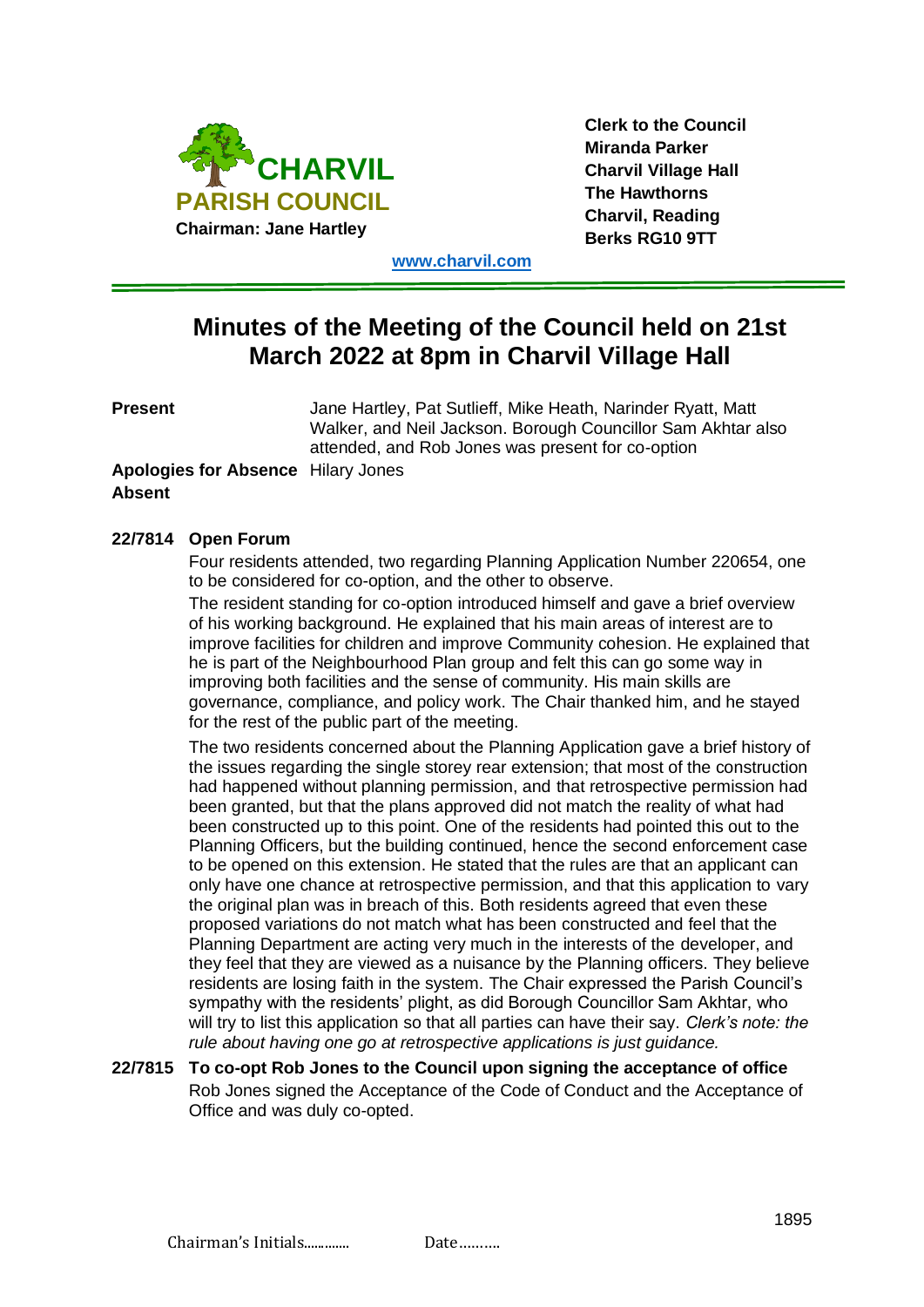**CHARVIL PARISH COUNCIL**

**Chairman: Jane Hartley**

**Clerk to the Council**
**Miranda Parker**
**Charvil Village Hall**
**The Hawthorns**
**Charvil, Reading**
**Berks RG10 9TT**

**www.charvil.com**

# Minutes of the Meeting of the Council held on 21st March 2022 at 8pm in Charvil Village Hall

**Present** Jane Hartley, Pat Sutlieff, Mike Heath, Narinder Ryatt, Matt Walker, and Neil Jackson. Borough Councillor Sam Akhtar also attended, and Rob Jones was present for co-option

**Apologies for Absence** Hilary Jones

**Absent**

**22/7814 Open Forum**

Four residents attended, two regarding Planning Application Number 220654, one to be considered for co-option, and the other to observe.

The resident standing for co-option introduced himself and gave a brief overview of his working background. He explained that his main areas of interest are to improve facilities for children and improve Community cohesion. He explained that he is part of the Neighbourhood Plan group and felt this can go some way in improving both facilities and the sense of community. His main skills are governance, compliance, and policy work. The Chair thanked him, and he stayed for the rest of the public part of the meeting.

The two residents concerned about the Planning Application gave a brief history of the issues regarding the single storey rear extension; that most of the construction had happened without planning permission, and that retrospective permission had been granted, but that the plans approved did not match the reality of what had been constructed up to this point. One of the residents had pointed this out to the Planning Officers, but the building continued, hence the second enforcement case to be opened on this extension. He stated that the rules are that an applicant can only have one chance at retrospective permission, and that this application to vary the original plan was in breach of this. Both residents agreed that even these proposed variations do not match what has been constructed and feel that the Planning Department are acting very much in the interests of the developer, and they feel that they are viewed as a nuisance by the Planning officers. They believe residents are losing faith in the system. The Chair expressed the Parish Council's sympathy with the residents' plight, as did Borough Councillor Sam Akhtar, who will try to list this application so that all parties can have their say. *Clerk's note: the rule about having one go at retrospective applications is just guidance.*

**22/7815 To co-opt Rob Jones to the Council upon signing the acceptance of office**

Rob Jones signed the Acceptance of the Code of Conduct and the Acceptance of Office and was duly co-opted.

Chairman's Initials............. Date..........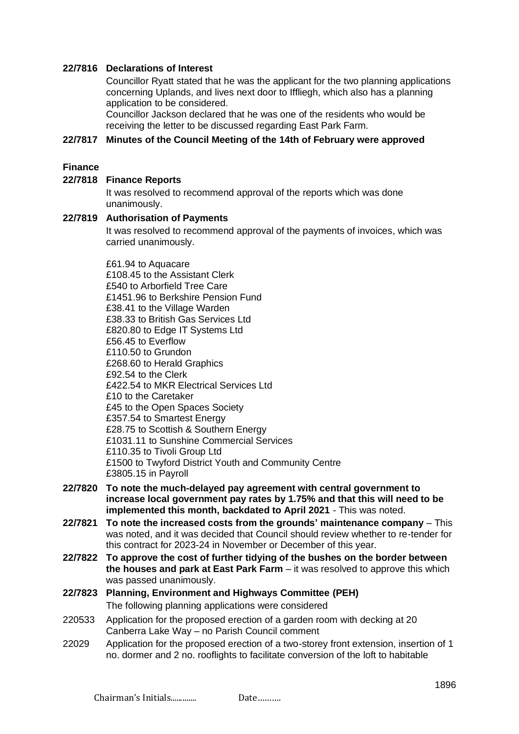**22/7816 Declarations of Interest**

Councillor Ryatt stated that he was the applicant for the two planning applications concerning Uplands, and lives next door to Iffliegh, which also has a planning application to be considered.

Councillor Jackson declared that he was one of the residents who would be receiving the letter to be discussed regarding East Park Farm.

**22/7817 Minutes of the Council Meeting of the 14th of February were approved**

**Finance**

**22/7818 Finance Reports**

It was resolved to recommend approval of the reports which was done unanimously.

**22/7819 Authorisation of Payments**

It was resolved to recommend approval of the payments of invoices, which was carried unanimously.

£61.94 to Aquacare
£108.45 to the Assistant Clerk
£540 to Arborfield Tree Care
£1451.96 to Berkshire Pension Fund
£38.41 to the Village Warden
£38.33 to British Gas Services Ltd
£820.80 to Edge IT Systems Ltd
£56.45 to Everflow
£110.50 to Grundon
£268.60 to Herald Graphics
£92.54 to the Clerk
£422.54 to MKR Electrical Services Ltd
£10 to the Caretaker
£45 to the Open Spaces Society
£357.54 to Smartest Energy
£28.75 to Scottish & Southern Energy
£1031.11 to Sunshine Commercial Services
£110.35 to Tivoli Group Ltd
£1500 to Twyford District Youth and Community Centre
£3805.15 in Payroll

**22/7820 To note the much-delayed pay agreement with central government to increase local government pay rates by 1.75% and that this will need to be implemented this month, backdated to April 2021** - This was noted.

**22/7821 To note the increased costs from the grounds' maintenance company** – This was noted, and it was decided that Council should review whether to re-tender for this contract for 2023-24 in November or December of this year.

**22/7822 To approve the cost of further tidying of the bushes on the border between the houses and park at East Park Farm** – it was resolved to approve this which was passed unanimously.

**22/7823 Planning, Environment and Highways Committee (PEH)**

The following planning applications were considered

220533 Application for the proposed erection of a garden room with decking at 20 Canberra Lake Way – no Parish Council comment

22029 Application for the proposed erection of a two-storey front extension, insertion of 1 no. dormer and 2 no. rooflights to facilitate conversion of the loft to habitable

Chairman's Initials............ Date……….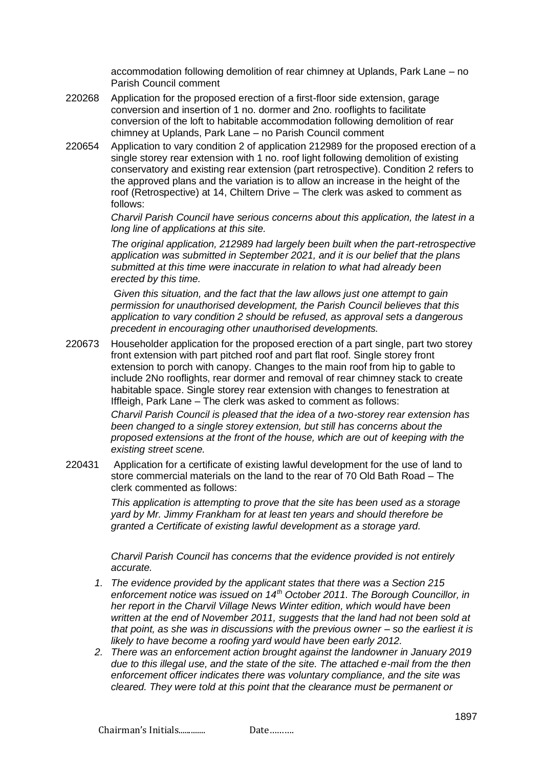accommodation following demolition of rear chimney at Uplands, Park Lane – no Parish Council comment

220268 Application for the proposed erection of a first-floor side extension, garage conversion and insertion of 1 no. dormer and 2no. rooflights to facilitate conversion of the loft to habitable accommodation following demolition of rear chimney at Uplands, Park Lane – no Parish Council comment

220654 Application to vary condition 2 of application 212989 for the proposed erection of a single storey rear extension with 1 no. roof light following demolition of existing conservatory and existing rear extension (part retrospective). Condition 2 refers to the approved plans and the variation is to allow an increase in the height of the roof (Retrospective) at 14, Chiltern Drive – The clerk was asked to comment as follows:

*Charvil Parish Council have serious concerns about this application, the latest in a long line of applications at this site.*

*The original application, 212989 had largely been built when the part-retrospective application was submitted in September 2021, and it is our belief that the plans submitted at this time were inaccurate in relation to what had already been erected by this time.*

*Given this situation, and the fact that the law allows just one attempt to gain permission for unauthorised development, the Parish Council believes that this application to vary condition 2 should be refused, as approval sets a dangerous precedent in encouraging other unauthorised developments.*

220673 Householder application for the proposed erection of a part single, part two storey front extension with part pitched roof and part flat roof. Single storey front extension to porch with canopy. Changes to the main roof from hip to gable to include 2No rooflights, rear dormer and removal of rear chimney stack to create habitable space. Single storey rear extension with changes to fenestration at Iffleigh, Park Lane – The clerk was asked to comment as follows:

*Charvil Parish Council is pleased that the idea of a two-storey rear extension has been changed to a single storey extension, but still has concerns about the proposed extensions at the front of the house, which are out of keeping with the existing street scene.*

220431 Application for a certificate of existing lawful development for the use of land to store commercial materials on the land to the rear of 70 Old Bath Road – The clerk commented as follows:

*This application is attempting to prove that the site has been used as a storage yard by Mr. Jimmy Frankham for at least ten years and should therefore be granted a Certificate of existing lawful development as a storage yard.*

*Charvil Parish Council has concerns that the evidence provided is not entirely accurate.*

1. *The evidence provided by the applicant states that there was a Section 215 enforcement notice was issued on 14th October 2011. The Borough Councillor, in her report in the Charvil Village News Winter edition, which would have been written at the end of November 2011, suggests that the land had not been sold at that point, as she was in discussions with the previous owner – so the earliest it is likely to have become a roofing yard would have been early 2012.*
2. *There was an enforcement action brought against the landowner in January 2019 due to this illegal use, and the state of the site. The attached e-mail from the then enforcement officer indicates there was voluntary compliance, and the site was cleared. They were told at this point that the clearance must be permanent or*

Chairman's Initials............ Date……….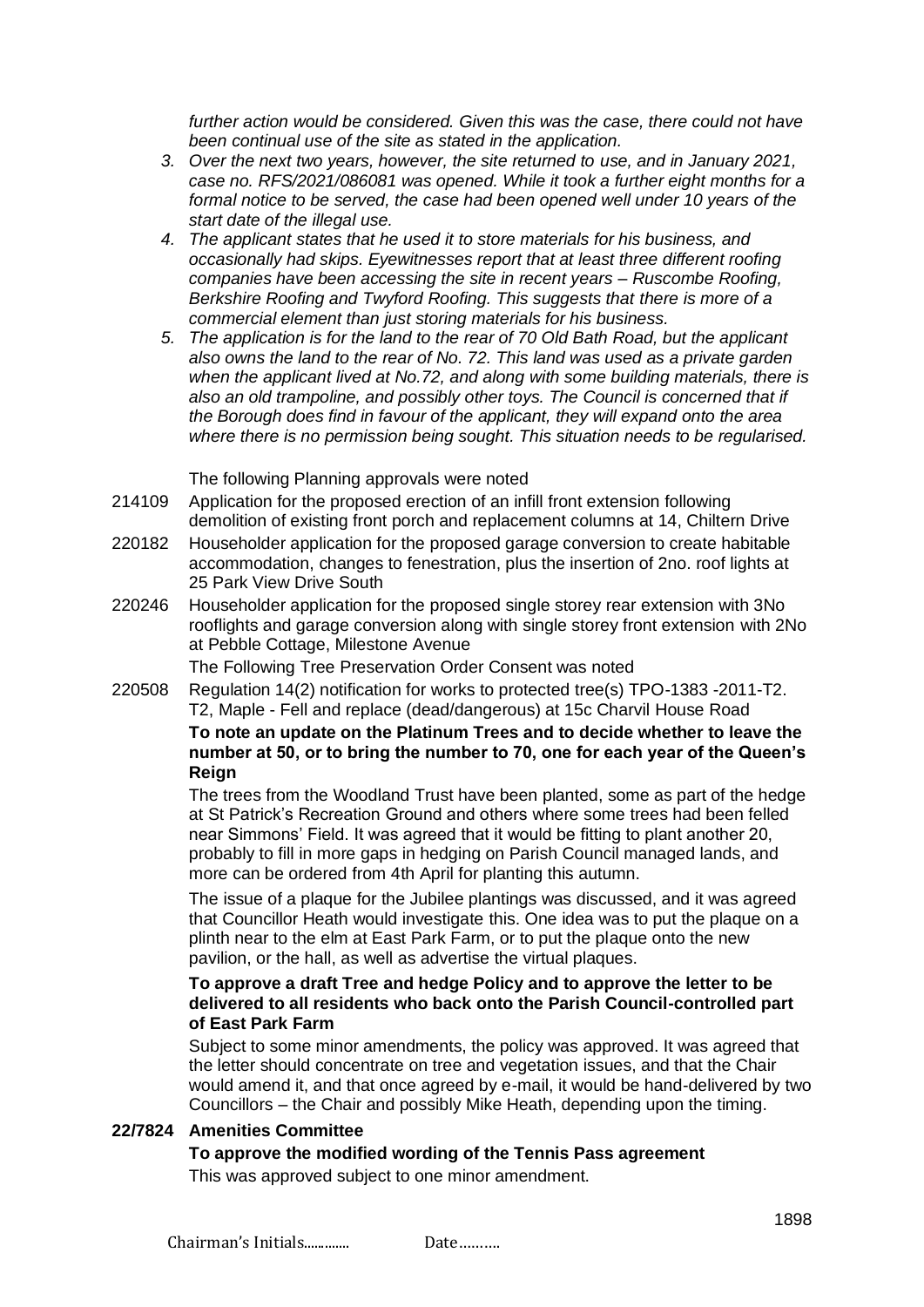*further action would be considered. Given this was the case, there could not have been continual use of the site as stated in the application.*

3. *Over the next two years, however, the site returned to use, and in January 2021, case no. RFS/2021/086081 was opened. While it took a further eight months for a formal notice to be served, the case had been opened well under 10 years of the start date of the illegal use.*
4. *The applicant states that he used it to store materials for his business, and occasionally had skips. Eyewitnesses report that at least three different roofing companies have been accessing the site in recent years – Ruscombe Roofing, Berkshire Roofing and Twyford Roofing. This suggests that there is more of a commercial element than just storing materials for his business.*
5. *The application is for the land to the rear of 70 Old Bath Road, but the applicant also owns the land to the rear of No. 72. This land was used as a private garden when the applicant lived at No.72, and along with some building materials, there is also an old trampoline, and possibly other toys. The Council is concerned that if the Borough does find in favour of the applicant, they will expand onto the area where there is no permission being sought. This situation needs to be regularised.*

The following Planning approvals were noted

214109 Application for the proposed erection of an infill front extension following demolition of existing front porch and replacement columns at 14, Chiltern Drive

220182 Householder application for the proposed garage conversion to create habitable accommodation, changes to fenestration, plus the insertion of 2no. roof lights at 25 Park View Drive South

220246 Householder application for the proposed single storey rear extension with 3No rooflights and garage conversion along with single storey front extension with 2No at Pebble Cottage, Milestone Avenue

The Following Tree Preservation Order Consent was noted

220508 Regulation 14(2) notification for works to protected tree(s) TPO-1383 -2011-T2. T2, Maple - Fell and replace (dead/dangerous) at 15c Charvil House Road

**To note an update on the Platinum Trees and to decide whether to leave the number at 50, or to bring the number to 70, one for each year of the Queen's Reign**

The trees from the Woodland Trust have been planted, some as part of the hedge at St Patrick's Recreation Ground and others where some trees had been felled near Simmons' Field. It was agreed that it would be fitting to plant another 20, probably to fill in more gaps in hedging on Parish Council managed lands, and more can be ordered from 4th April for planting this autumn.

The issue of a plaque for the Jubilee plantings was discussed, and it was agreed that Councillor Heath would investigate this. One idea was to put the plaque on a plinth near to the elm at East Park Farm, or to put the plaque onto the new pavilion, or the hall, as well as advertise the virtual plaques.

**To approve a draft Tree and hedge Policy and to approve the letter to be delivered to all residents who back onto the Parish Council-controlled part of East Park Farm**

Subject to some minor amendments, the policy was approved. It was agreed that the letter should concentrate on tree and vegetation issues, and that the Chair would amend it, and that once agreed by e-mail, it would be hand-delivered by two Councillors – the Chair and possibly Mike Heath, depending upon the timing.

**22/7824 Amenities Committee**

**To approve the modified wording of the Tennis Pass agreement**

This was approved subject to one minor amendment.

Chairman's Initials............. Date……….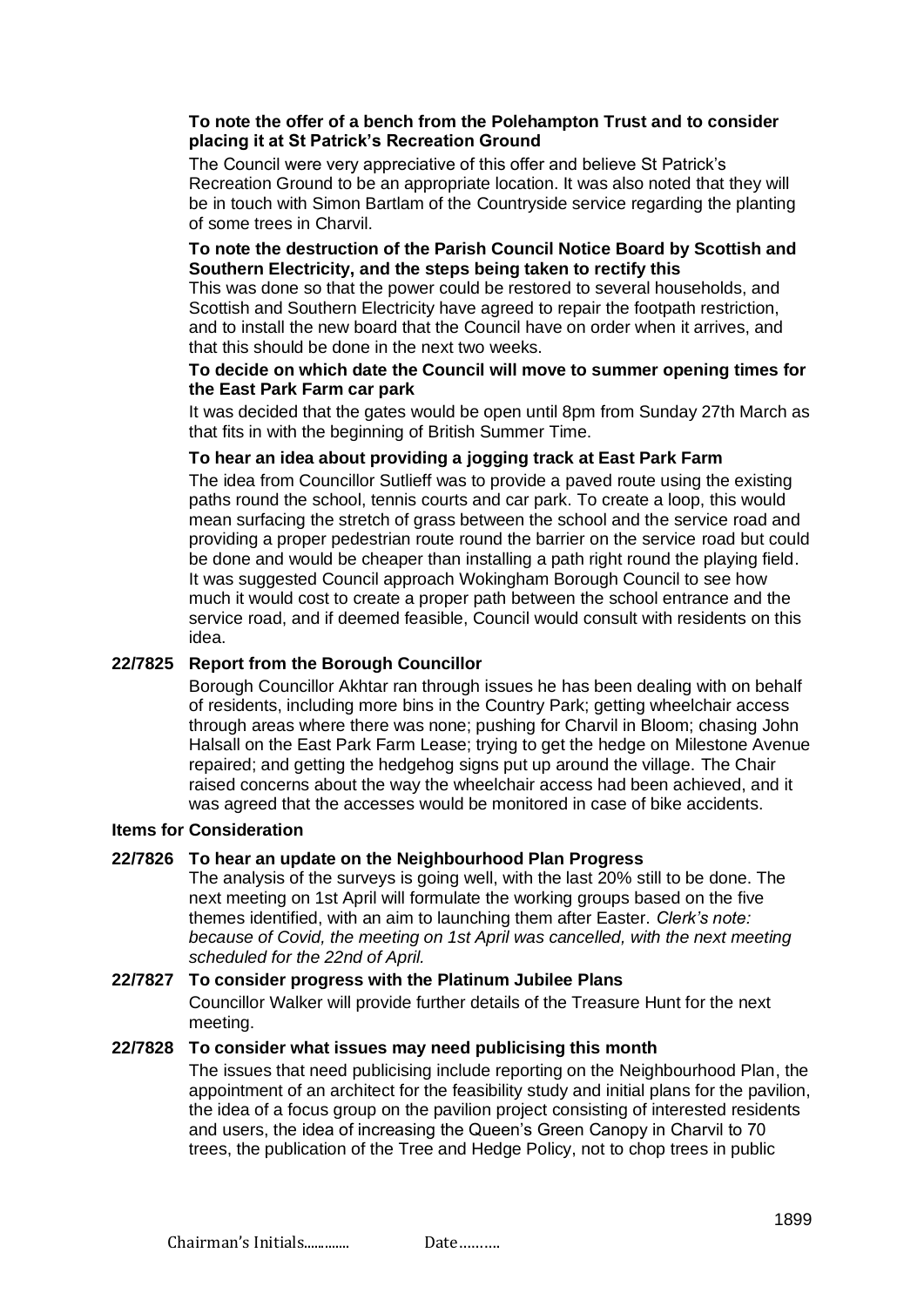**To note the offer of a bench from the Polehampton Trust and to consider placing it at St Patrick's Recreation Ground**

The Council were very appreciative of this offer and believe St Patrick's Recreation Ground to be an appropriate location. It was also noted that they will be in touch with Simon Bartlam of the Countryside service regarding the planting of some trees in Charvil.

**To note the destruction of the Parish Council Notice Board by Scottish and Southern Electricity, and the steps being taken to rectify this**

This was done so that the power could be restored to several households, and Scottish and Southern Electricity have agreed to repair the footpath restriction, and to install the new board that the Council have on order when it arrives, and that this should be done in the next two weeks.

**To decide on which date the Council will move to summer opening times for the East Park Farm car park**

It was decided that the gates would be open until 8pm from Sunday 27th March as that fits in with the beginning of British Summer Time.

**To hear an idea about providing a jogging track at East Park Farm**

The idea from Councillor Sutlieff was to provide a paved route using the existing paths round the school, tennis courts and car park. To create a loop, this would mean surfacing the stretch of grass between the school and the service road and providing a proper pedestrian route round the barrier on the service road but could be done and would be cheaper than installing a path right round the playing field. It was suggested Council approach Wokingham Borough Council to see how much it would cost to create a proper path between the school entrance and the service road, and if deemed feasible, Council would consult with residents on this idea.

**22/7825 Report from the Borough Councillor**

Borough Councillor Akhtar ran through issues he has been dealing with on behalf of residents, including more bins in the Country Park; getting wheelchair access through areas where there was none; pushing for Charvil in Bloom; chasing John Halsall on the East Park Farm Lease; trying to get the hedge on Milestone Avenue repaired; and getting the hedgehog signs put up around the village. The Chair raised concerns about the way the wheelchair access had been achieved, and it was agreed that the accesses would be monitored in case of bike accidents.

**Items for Consideration**

**22/7826 To hear an update on the Neighbourhood Plan Progress**

The analysis of the surveys is going well, with the last 20% still to be done. The next meeting on 1st April will formulate the working groups based on the five themes identified, with an aim to launching them after Easter. *Clerk's note: because of Covid, the meeting on 1st April was cancelled, with the next meeting scheduled for the 22nd of April.*

**22/7827 To consider progress with the Platinum Jubilee Plans**

Councillor Walker will provide further details of the Treasure Hunt for the next meeting.

**22/7828 To consider what issues may need publicising this month**

The issues that need publicising include reporting on the Neighbourhood Plan, the appointment of an architect for the feasibility study and initial plans for the pavilion, the idea of a focus group on the pavilion project consisting of interested residents and users, the idea of increasing the Queen's Green Canopy in Charvil to 70 trees, the publication of the Tree and Hedge Policy, not to chop trees in public

Chairman's Initials............. Date……….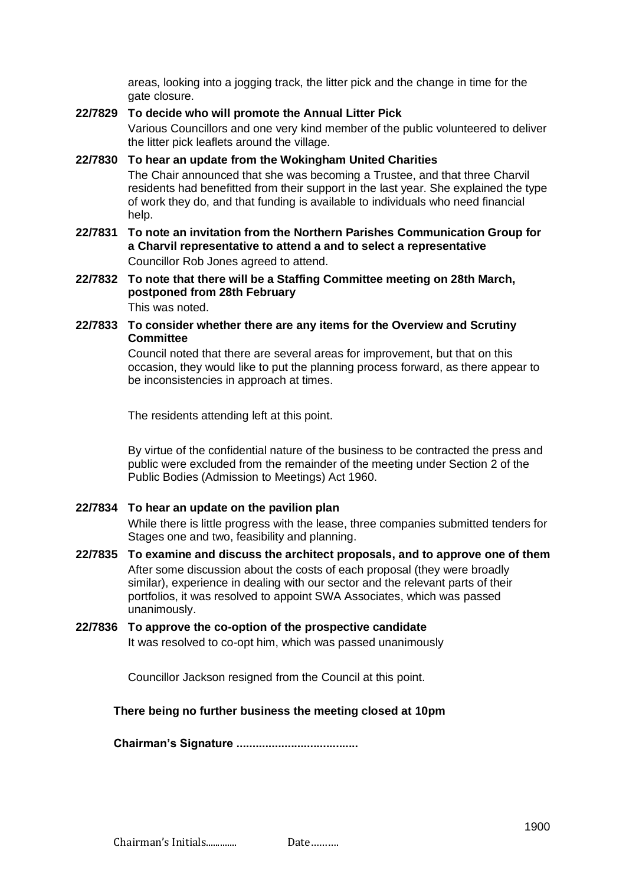areas, looking into a jogging track, the litter pick and the change in time for the gate closure.

**22/7829 To decide who will promote the Annual Litter Pick**

Various Councillors and one very kind member of the public volunteered to deliver the litter pick leaflets around the village.

**22/7830 To hear an update from the Wokingham United Charities**

The Chair announced that she was becoming a Trustee, and that three Charvil residents had benefitted from their support in the last year. She explained the type of work they do, and that funding is available to individuals who need financial help.

**22/7831 To note an invitation from the Northern Parishes Communication Group for a Charvil representative to attend a and to select a representative**

Councillor Rob Jones agreed to attend.

**22/7832 To note that there will be a Staffing Committee meeting on 28th March, postponed from 28th February**

This was noted.

**22/7833 To consider whether there are any items for the Overview and Scrutiny Committee**

Council noted that there are several areas for improvement, but that on this occasion, they would like to put the planning process forward, as there appear to be inconsistencies in approach at times.

The residents attending left at this point.

By virtue of the confidential nature of the business to be contracted the press and public were excluded from the remainder of the meeting under Section 2 of the Public Bodies (Admission to Meetings) Act 1960.

**22/7834 To hear an update on the pavilion plan**

While there is little progress with the lease, three companies submitted tenders for Stages one and two, feasibility and planning.

**22/7835 To examine and discuss the architect proposals, and to approve one of them**

After some discussion about the costs of each proposal (they were broadly similar), experience in dealing with our sector and the relevant parts of their portfolios, it was resolved to appoint SWA Associates, which was passed unanimously.

**22/7836 To approve the co-option of the prospective candidate**

It was resolved to co-opt him, which was passed unanimously

Councillor Jackson resigned from the Council at this point.

**There being no further business the meeting closed at 10pm**

**Chairman's Signature ......................................**

Chairman's Initials............. Date……….